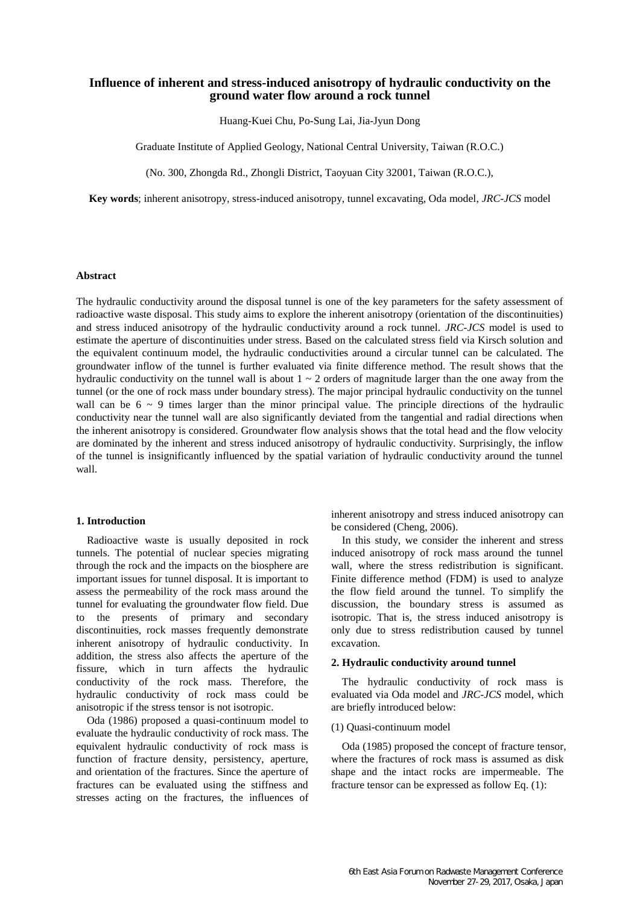# Influence of inherent and stress-induced anisotropy of hydraulic conductivity on the ground water flow around a rock tunnel

Huang-Kuei Chu, Po-Sung Lai, Jia-Jyun Dong

Graduate Institute of Applied Geology, National Central University, Taiwan (R.O.C.)

(No. 300, Zhongda Rd., Zhongli District, Taoyuan City 32001, Taiwan (R.O.C.),

**Key words**; inherent anisotropy, stress-induced anisotropy, tunnel excavating, Oda model, *JRC-JCS* model

### Abstract

The hydraulic conductivity around the disposal tunnel is one of the key parameters for the safety assessment of radioactive waste disposal. This study aims to explore the inherent anisotropy (orientation of the discontinuities) and stress induced anisotropy of the hydraulic conductivity around a rock tunnel. *JRC-JCS* model is used to estimate the aperture of discontinuities under stress. Based on the calculated stress field via Kirsch solution and the equivalent continuum model, the hydraulic conductivities around a circular tunnel can be calculated. The groundwater inflow of the tunnel is further evaluated via finite difference method. The result shows that the hydraulic conductivity on the tunnel wall is about 1 ~ 2 orders of magnitude larger than the one away from the tunnel (or the one of rock mass under boundary stress). The major principal hydraulic conductivity on the tunnel wall can be 6 ~ 9 times larger than the minor principal value. The principle directions of the hydraulic conductivity near the tunnel wall are also significantly deviated from the tangential and radial directions when the inherent anisotropy is considered. Groundwater flow analysis shows that the total head and the flow velocity are dominated by the inherent and stress induced anisotropy of hydraulic conductivity. Surprisingly, the inflow of the tunnel is insignificantly influenced by the spatial variation of hydraulic conductivity around the tunnel wall.

### 1. Introduction

Radioactive waste is usually deposited in rock tunnels. The potential of nuclear species migrating through the rock and the impacts on the biosphere are important issues for tunnel disposal. It is important to assess the permeability of the rock mass around the tunnel for evaluating the groundwater flow field. Due to the presents of primary and secondary discontinuities, rock masses frequently demonstrate inherent anisotropy of hydraulic conductivity. In addition, the stress also affects the aperture of the fissure, which in turn affects the hydraulic conductivity of the rock mass. Therefore, the hydraulic conductivity of rock mass could be anisotropic if the stress tensor is not isotropic.

Oda (1986) proposed a quasi-continuum model to evaluate the hydraulic conductivity of rock mass. The equivalent hydraulic conductivity of rock mass is function of fracture density, persistency, aperture, and orientation of the fractures. Since the aperture of fractures can be evaluated using the stiffness and stresses acting on the fractures, the influences of inherent anisotropy and stress induced anisotropy can be considered (Cheng, 2006).

In this study, we consider the inherent and stress induced anisotropy of rock mass around the tunnel wall, where the stress redistribution is significant. Finite difference method (FDM) is used to analyze the flow field around the tunnel. To simplify the discussion, the boundary stress is assumed as isotropic. That is, the stress induced anisotropy is only due to stress redistribution caused by tunnel excavation.

### 2. Hydraulic conductivity around tunnel

The hydraulic conductivity of rock mass is evaluated via Oda model and *JRC-JCS* model, which are briefly introduced below:

(1) Quasi-continuum model

Oda (1985) proposed the concept of fracture tensor, where the fractures of rock mass is assumed as disk shape and the intact rocks are impermeable. The fracture tensor can be expressed as follow Eq. (1):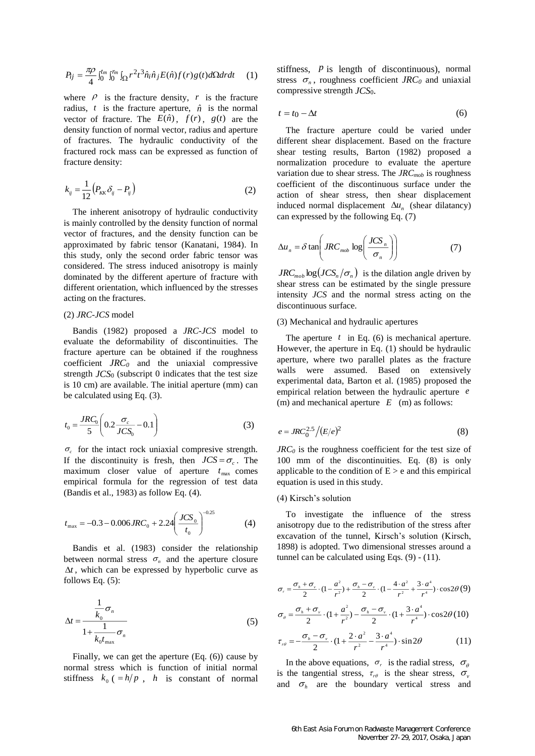$$P_{ij} = \frac{\pi\rho}{4}\int_0^{t_m}\int_0^{r_m}\int_\Omega r^2 t^3 \hat{n}_i \hat{n}_j E(\hat{n}) f(r) g(t) d\Omega dr dt \quad (1)$$

where $\rho$ is the fracture density, $r$ is the fracture radius, $t$ is the fracture aperture, $\hat{n}$ is the normal vector of fracture. The $E(\hat{n})$, $f(r)$, $g(t)$ are the density function of normal vector, radius and aperture of fractures. The hydraulic conductivity of the fractured rock mass can be expressed as function of fracture density:

$$k_{ij} = \frac{1}{12}\left(P_{KK}\delta_{ij} - P_{ij}\right) \quad (2)$$

The inherent anisotropy of hydraulic conductivity is mainly controlled by the density function of normal vector of fractures, and the density function can be approximated by fabric tensor (Kanatani, 1984). In this study, only the second order fabric tensor was considered. The stress induced anisotropy is mainly dominated by the different aperture of fracture with different orientation, which influenced by the stresses acting on the fractures.

(2) *JRC-JCS* model

Bandis (1982) proposed a *JRC-JCS* model to evaluate the deformability of discontinuities. The fracture aperture can be obtained if the roughness coefficient $JRC_0$ and the uniaxial compressive strength $JCS_0$ (subscript 0 indicates that the test size is 10 cm) are available. The initial aperture (mm) can be calculated using Eq. (3).

$$t_0 = \frac{JRC_0}{5}\left(0.2\frac{\sigma_c}{JCS_0} - 0.1\right) \quad (3)$$

$\sigma_c$ for the intact rock uniaxial compresive strength. If the discontinuity is fresh, then $JCS = \sigma_c$. The maximum closer value of aperture $t_{max}$ comes empirical formula for the regression of test data (Bandis et al., 1983) as follow Eq. (4).

$$t_{max} = -0.3 - 0.006 JRC_0 + 2.24\left(\frac{JCS_0}{t_0}\right)^{-0.25} \quad (4)$$

Bandis et al. (1983) consider the relationship between normal stress $\sigma_n$ and the aperture closure $\Delta t$, which can be expressed by hyperbolic curve as follows Eq. (5):

$$\Delta t = \frac{\frac{1}{k_0}\sigma_n}{1 + \frac{1}{k_0 t_{max}}\sigma_n} \quad (5)$$

Finally, we can get the aperture (Eq. (6)) cause by normal stress which is function of initial normal stiffness $k_0$ ($= h/p$, $h$ is constant of normal stiffness, $p$ is length of discontinuous), normal stress $\sigma_n$, roughness coefficient $JRC_0$ and uniaxial compressive strength $JCS_0$.

$$t = t_0 - \Delta t \quad (6)$$

The fracture aperture could be varied under different shear displacement. Based on the fracture shear testing results, Barton (1982) proposed a normalization procedure to evaluate the aperture variation due to shear stress. The $JRC_{mob}$ is roughness coefficient of the discontinuous surface under the action of shear stress, then shear displacement induced normal displacement $\Delta u_n$ (shear dilatancy) can expressed by the following Eq. (7)

$$\Delta u_n = \delta \tan\left(JRC_{mob}\log\left(\frac{JCS_n}{\sigma_n}\right)\right) \quad (7)$$

$JRC_{mob}\log(JCS_n/\sigma_n)$ is the dilation angle driven by shear stress can be estimated by the single pressure intensity *JCS* and the normal stress acting on the discontinuous surface.

(3) Mechanical and hydraulic apertures

The aperture $t$ in Eq. (6) is mechanical aperture. However, the aperture in Eq. (1) should be hydraulic aperture, where two parallel plates as the fracture walls were assumed. Based on extensively experimental data, Barton et al. (1985) proposed the empirical relation between the hydraulic aperture $e$ (m) and mechanical aperture $E$ (m) as follows:

$$e = JRC_0^{2.5}/(E/e)^2 \quad (8)$$

$JRC_0$ is the roughness coefficient for the test size of 100 mm of the discontinuities. Eq. (8) is only applicable to the condition of $E > e$ and this empirical equation is used in this study.

(4) Kirsch's solution

To investigate the influence of the stress anisotropy due to the redistribution of the stress after excavation of the tunnel, Kirsch's solution (Kirsch, 1898) is adopted. Two dimensional stresses around a tunnel can be calculated using Eqs. (9) - (11).

$$\sigma_r = \frac{\sigma_h + \sigma_v}{2}\cdot\left(1 - \frac{a^2}{r^2}\right) + \frac{\sigma_h - \sigma_v}{2}\cdot\left(1 - \frac{4\cdot a^2}{r^2} + \frac{3\cdot a^4}{r^4}\right)\cdot\cos 2\theta \quad (9)$$

$$\sigma_\theta = \frac{\sigma_h + \sigma_v}{2}\cdot\left(1 + \frac{a^2}{r^2}\right) - \frac{\sigma_h - \sigma_v}{2}\cdot\left(1 + \frac{3\cdot a^4}{r^4}\right)\cdot\cos 2\theta \quad (10)$$

$$\tau_{r\theta} = -\frac{\sigma_h - \sigma_v}{2}\cdot\left(1 + \frac{2\cdot a^2}{r^2} - \frac{3\cdot a^4}{r^4}\right)\cdot\sin 2\theta \quad (11)$$

In the above equations, $\sigma_r$ is the radial stress, $\sigma_\theta$ is the tangential stress, $\tau_{r\theta}$ is the shear stress, $\sigma_v$ and $\sigma_h$ are the boundary vertical stress and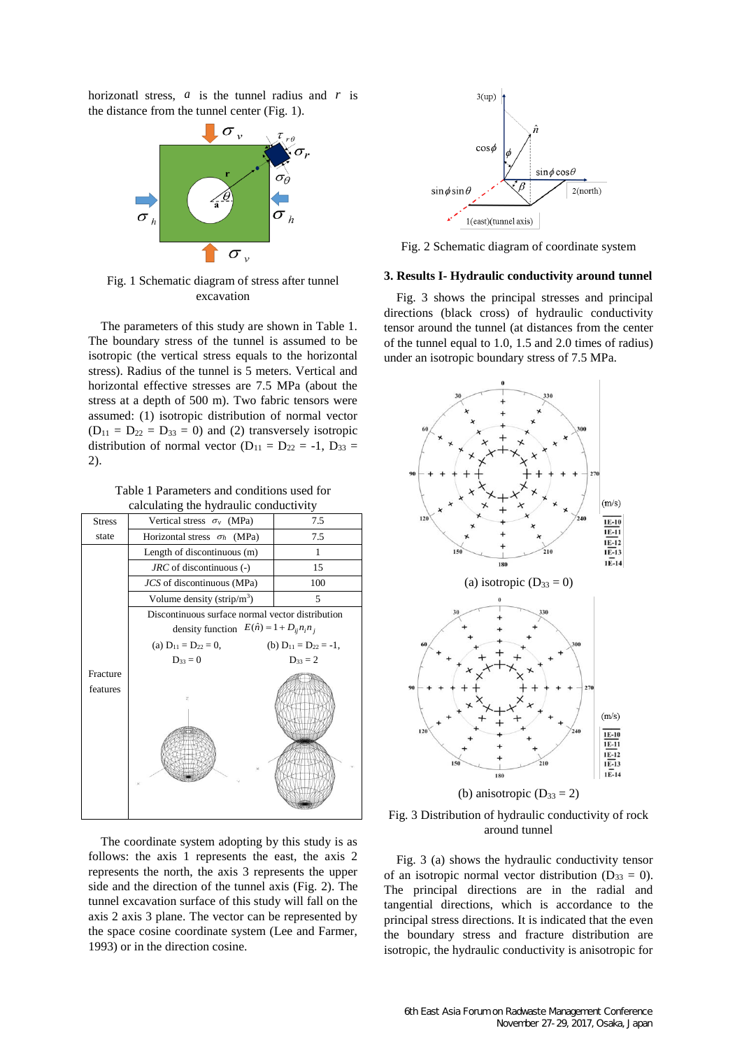horizonatl stress, $a$ is the tunnel radius and $r$ is the distance from the tunnel center (Fig. 1).

Fig. 1 Schematic diagram of stress after tunnel excavation

The parameters of this study are shown in Table 1. The boundary stress of the tunnel is assumed to be isotropic (the vertical stress equals to the horizontal stress). Radius of the tunnel is 5 meters. Vertical and horizontal effective stresses are 7.5 MPa (about the stress at a depth of 500 m). Two fabric tensors were assumed: (1) isotropic distribution of normal vector ($D_{11}$ = $D_{22}$ = $D_{33}$ = 0) and (2) transversely isotropic distribution of normal vector ($D_{11}$ = $D_{22}$ = -1, $D_{33}$ = 2).

Table 1 Parameters and conditions used for calculating the hydraulic conductivity

| Stress state | Vertical stress $\sigma_v$ (MPa) | 7.5 |
|---|---|---|
| | Horizontal stress $\sigma_h$ (MPa) | 7.5 |
| Fracture features | Length of discontinuous (m) | 1 |
| | *JRC* of discontinuous (-) | 15 |
| | *JCS* of discontinuous (MPa) | 100 |
| | Volume density (strip/m$^3$) | 5 |
| | Discontinuous surface normal vector distribution density function $E(\hat{n}) = 1 + D_{ij}n_in_j$ <br> (a) $D_{11}$ = $D_{22}$ = 0, $D_{33}$ = 0 <br> (b) $D_{11}$ = $D_{22}$ = -1, $D_{33}$ = 2 | |

The coordinate system adopting by this study is as follows: the axis 1 represents the east, the axis 2 represents the north, the axis 3 represents the upper side and the direction of the tunnel axis (Fig. 2). The tunnel excavation surface of this study will fall on the axis 2 axis 3 plane. The vector can be represented by the space cosine coordinate system (Lee and Farmer, 1993) or in the direction cosine.

Fig. 2 Schematic diagram of coordinate system

### 3. Results I- Hydraulic conductivity around tunnel

Fig. 3 shows the principal stresses and principal directions (black cross) of hydraulic conductivity tensor around the tunnel (at distances from the center of the tunnel equal to 1.0, 1.5 and 2.0 times of radius) under an isotropic boundary stress of 7.5 MPa.

(a) isotropic ($D_{33}$ = 0)

(b) anisotropic ($D_{33}$ = 2)

Fig. 3 Distribution of hydraulic conductivity of rock around tunnel

Fig. 3 (a) shows the hydraulic conductivity tensor of an isotropic normal vector distribution ($D_{33}$ = 0). The principal directions are in the radial and tangential directions, which is accordance to the principal stress directions. It is indicated that the even the boundary stress and fracture distribution are isotropic, the hydraulic conductivity is anisotropic for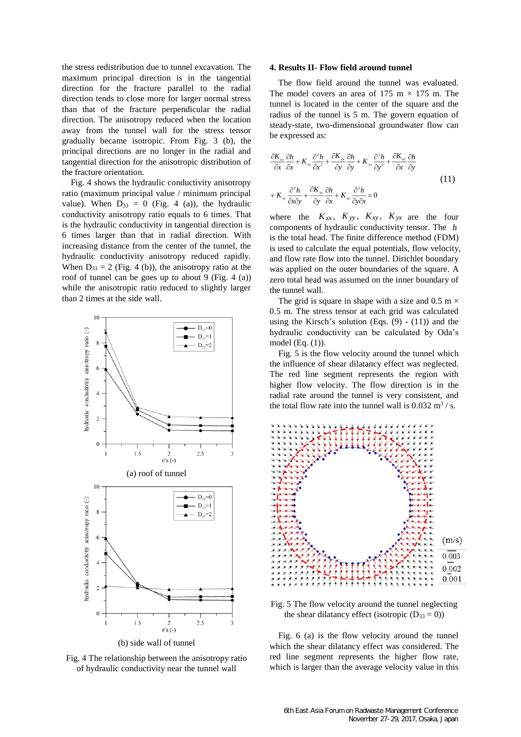the stress redistribution due to tunnel excavation. The maximum principal direction is in the tangential direction for the fracture parallel to the radial direction tends to close more for larger normal stress than that of the fracture perpendicular the radial direction. The anisotropy reduced when the location away from the tunnel wall for the stress tensor gradually became isotropic. From Fig. 3 (b), the principal directions are no longer in the radial and tangential direction for the anisotropic distribution of the fracture orientation.

Fig. 4 shows the hydraulic conductivity anisotropy ratio (maximum principal value / minimum principal value). When $D_{33}$ = 0 (Fig. 4 (a)), the hydraulic conductivity anisotropy ratio equals to 6 times. That is the hydraulic conductivity in tangential direction is 6 times larger than that in radial direction. With increasing distance from the center of the tunnel, the hydraulic conductivity anisotropy reduced rapidly. When $D_{33}$ = 2 (Fig. 4 (b)), the anisotropy ratio at the roof of tunnel can be goes up to about 9 (Fig. 4 (a)) while the anisotropic ratio reduced to slightly larger than 2 times at the side wall.

(a) roof of tunnel

(b) side wall of tunnel

Fig. 4 The relationship between the anisotropy ratio of hydraulic conductivity near the tunnel wall

## 4. Results II- Flow field around tunnel

The flow field around the tunnel was evaluated. The model covers an area of 175 m × 175 m. The tunnel is located in the center of the square and the radius of the tunnel is 5 m. The govern equation of steady-state, two-dimensional groundwater flow can be expressed as:

$$\frac{\partial K_{xx}}{\partial x}\frac{\partial h}{\partial x}+K_{xx}\frac{\partial^2 h}{\partial x^2}+\frac{\partial K_{yy}}{\partial y}\frac{\partial h}{\partial y}+K_{yy}\frac{\partial^2 h}{\partial y^2}+\frac{\partial K_{xy}}{\partial x}\frac{\partial h}{\partial y}+K_{xy}\frac{\partial^2 h}{\partial x \partial y}+\frac{\partial K_{xy}}{\partial y}\frac{\partial h}{\partial x}+K_{xy}\frac{\partial^2 h}{\partial y \partial x}=0 \tag{11}$$

where the $K_{xx}$, $K_{yy}$, $K_{xy}$, $K_{yx}$ are the four components of hydraulic conductivity tensor. The $h$ is the total head. The finite difference method (FDM) is used to calculate the equal potentials, flow velocity, and flow rate flow into the tunnel. Dirichlet boundary was applied on the outer boundaries of the square. A zero total head was assumed on the inner boundary of the tunnel wall.

The grid is square in shape with a size and 0.5 m × 0.5 m. The stress tensor at each grid was calculated using the Kirsch's solution (Eqs. (9) - (11)) and the hydraulic conductivity can be calculated by Oda's model (Eq. (1)).

Fig. 5 is the flow velocity around the tunnel which the influence of shear dilatancy effect was neglected. The red line segment represents the region with higher flow velocity. The flow direction is in the radial rate around the tunnel is very consistent, and the total flow rate into the tunnel wall is 0.032 $m^3$ / s.

Fig. 5 The flow velocity around the tunnel neglecting the shear dilatancy effect (isotropic ($D_{33}$ = 0))

Fig. 6 (a) is the flow velocity around the tunnel which the shear dilatancy effect was considered. The red line segment represents the higher flow rate, which is larger than the average velocity value in this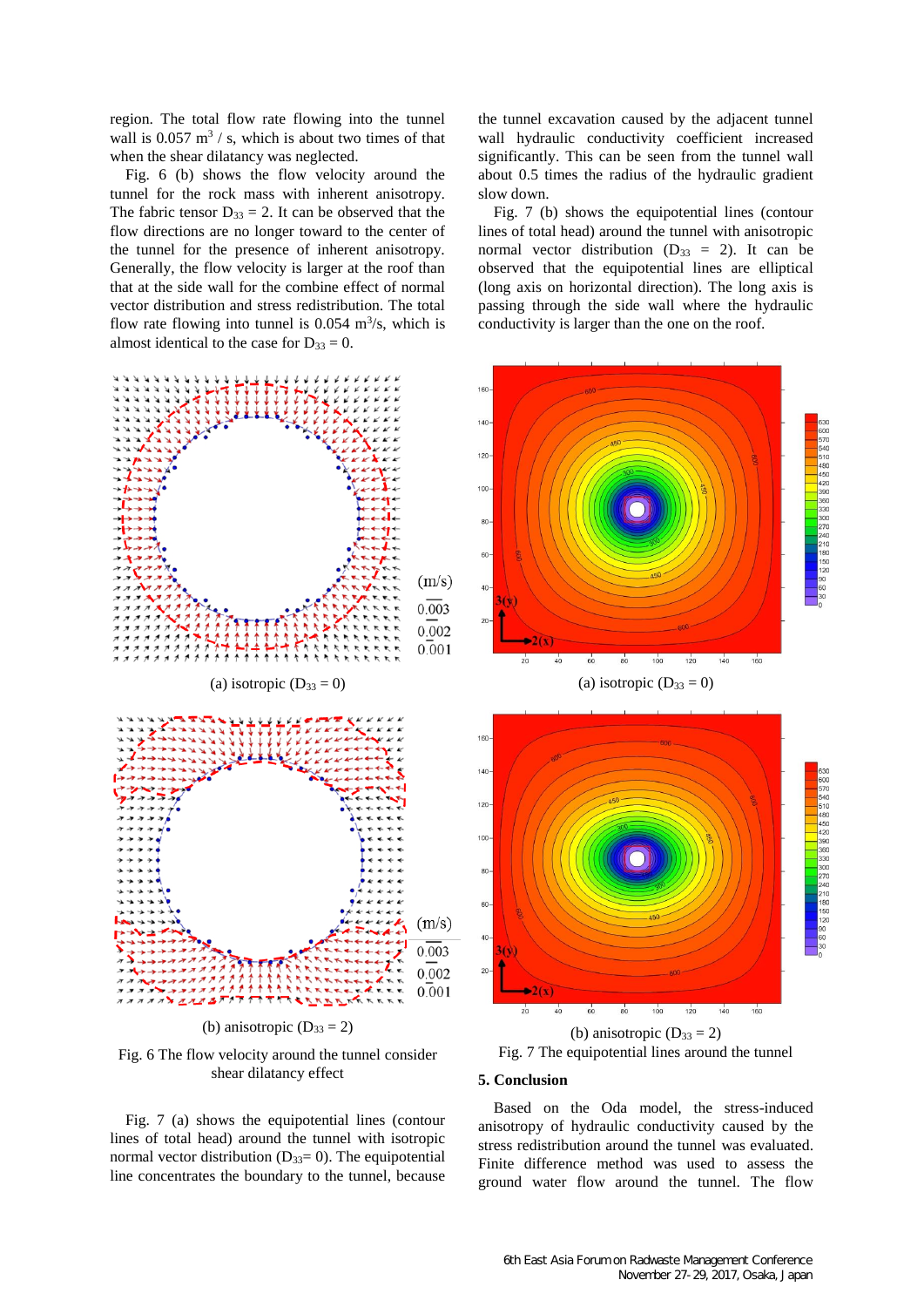region. The total flow rate flowing into the tunnel wall is 0.057 $m^3$ / s, which is about two times of that when the shear dilatancy was neglected.

Fig. 6 (b) shows the flow velocity around the tunnel for the rock mass with inherent anisotropy. The fabric tensor $D_{33}$ = 2. It can be observed that the flow directions are no longer toward to the center of the tunnel for the presence of inherent anisotropy. Generally, the flow velocity is larger at the roof than that at the side wall for the combine effect of normal vector distribution and stress redistribution. The total flow rate flowing into tunnel is 0.054 $m^3$/s, which is almost identical to the case for $D_{33}$ = 0.

(a) isotropic ($D_{33}$ = 0)

(b) anisotropic ($D_{33}$ = 2)

Fig. 6 The flow velocity around the tunnel consider shear dilatancy effect

Fig. 7 (a) shows the equipotential lines (contour lines of total head) around the tunnel with isotropic normal vector distribution ($D_{33}$= 0). The equipotential line concentrates the boundary to the tunnel, because the tunnel excavation caused by the adjacent tunnel wall hydraulic conductivity coefficient increased significantly. This can be seen from the tunnel wall about 0.5 times the radius of the hydraulic gradient slow down.

Fig. 7 (b) shows the equipotential lines (contour lines of total head) around the tunnel with anisotropic normal vector distribution ($D_{33}$ = 2). It can be observed that the equipotential lines are elliptical (long axis on horizontal direction). The long axis is passing through the side wall where the hydraulic conductivity is larger than the one on the roof.

(a) isotropic ($D_{33}$ = 0)

(b) anisotropic ($D_{33}$ = 2)

Fig. 7 The equipotential lines around the tunnel

## 5. Conclusion

Based on the Oda model, the stress-induced anisotropy of hydraulic conductivity caused by the stress redistribution around the tunnel was evaluated. Finite difference method was used to assess the ground water flow around the tunnel. The flow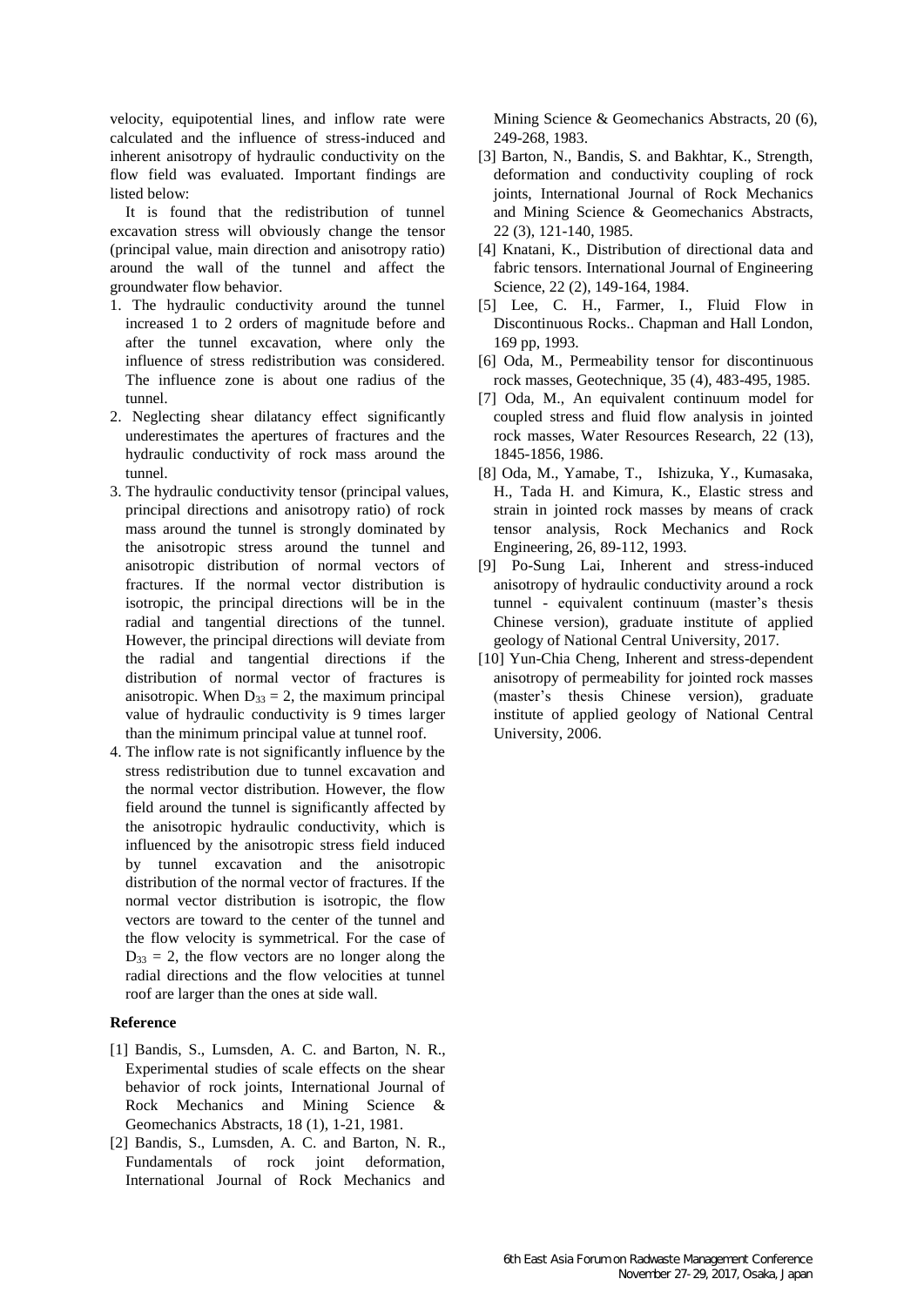velocity, equipotential lines, and inflow rate were calculated and the influence of stress-induced and inherent anisotropy of hydraulic conductivity on the flow field was evaluated. Important findings are listed below:

It is found that the redistribution of tunnel excavation stress will obviously change the tensor (principal value, main direction and anisotropy ratio) around the wall of the tunnel and affect the groundwater flow behavior.

1. The hydraulic conductivity around the tunnel increased 1 to 2 orders of magnitude before and after the tunnel excavation, where only the influence of stress redistribution was considered. The influence zone is about one radius of the tunnel.
2. Neglecting shear dilatancy effect significantly underestimates the apertures of fractures and the hydraulic conductivity of rock mass around the tunnel.
3. The hydraulic conductivity tensor (principal values, principal directions and anisotropy ratio) of rock mass around the tunnel is strongly dominated by the anisotropic stress around the tunnel and anisotropic distribution of normal vectors of fractures. If the normal vector distribution is isotropic, the principal directions will be in the radial and tangential directions of the tunnel. However, the principal directions will deviate from the radial and tangential directions if the distribution of normal vector of fractures is anisotropic. When $D_{33} = 2$, the maximum principal value of hydraulic conductivity is 9 times larger than the minimum principal value at tunnel roof.
4. The inflow rate is not significantly influence by the stress redistribution due to tunnel excavation and the normal vector distribution. However, the flow field around the tunnel is significantly affected by the anisotropic hydraulic conductivity, which is influenced by the anisotropic stress field induced by tunnel excavation and the anisotropic distribution of the normal vector of fractures. If the normal vector distribution is isotropic, the flow vectors are toward to the center of the tunnel and the flow velocity is symmetrical. For the case of $D_{33} = 2$, the flow vectors are no longer along the radial directions and the flow velocities at tunnel roof are larger than the ones at side wall.

## Reference

[1] Bandis, S., Lumsden, A. C. and Barton, N. R., Experimental studies of scale effects on the shear behavior of rock joints, International Journal of Rock Mechanics and Mining Science & Geomechanics Abstracts, 18 (1), 1-21, 1981.

[2] Bandis, S., Lumsden, A. C. and Barton, N. R., Fundamentals of rock joint deformation, International Journal of Rock Mechanics and Mining Science & Geomechanics Abstracts, 20 (6), 249-268, 1983.

[3] Barton, N., Bandis, S. and Bakhtar, K., Strength, deformation and conductivity coupling of rock joints, International Journal of Rock Mechanics and Mining Science & Geomechanics Abstracts, 22 (3), 121-140, 1985.

[4] Knatani, K., Distribution of directional data and fabric tensors. International Journal of Engineering Science, 22 (2), 149-164, 1984.

[5] Lee, C. H., Farmer, I., Fluid Flow in Discontinuous Rocks.. Chapman and Hall London, 169 pp, 1993.

[6] Oda, M., Permeability tensor for discontinuous rock masses, Geotechnique, 35 (4), 483-495, 1985.

[7] Oda, M., An equivalent continuum model for coupled stress and fluid flow analysis in jointed rock masses, Water Resources Research, 22 (13), 1845-1856, 1986.

[8] Oda, M., Yamabe, T., Ishizuka, Y., Kumasaka, H., Tada H. and Kimura, K., Elastic stress and strain in jointed rock masses by means of crack tensor analysis, Rock Mechanics and Rock Engineering, 26, 89-112, 1993.

[9] Po-Sung Lai, Inherent and stress-induced anisotropy of hydraulic conductivity around a rock tunnel - equivalent continuum (master's thesis Chinese version), graduate institute of applied geology of National Central University, 2017.

[10] Yun-Chia Cheng, Inherent and stress-dependent anisotropy of permeability for jointed rock masses (master's thesis Chinese version), graduate institute of applied geology of National Central University, 2006.